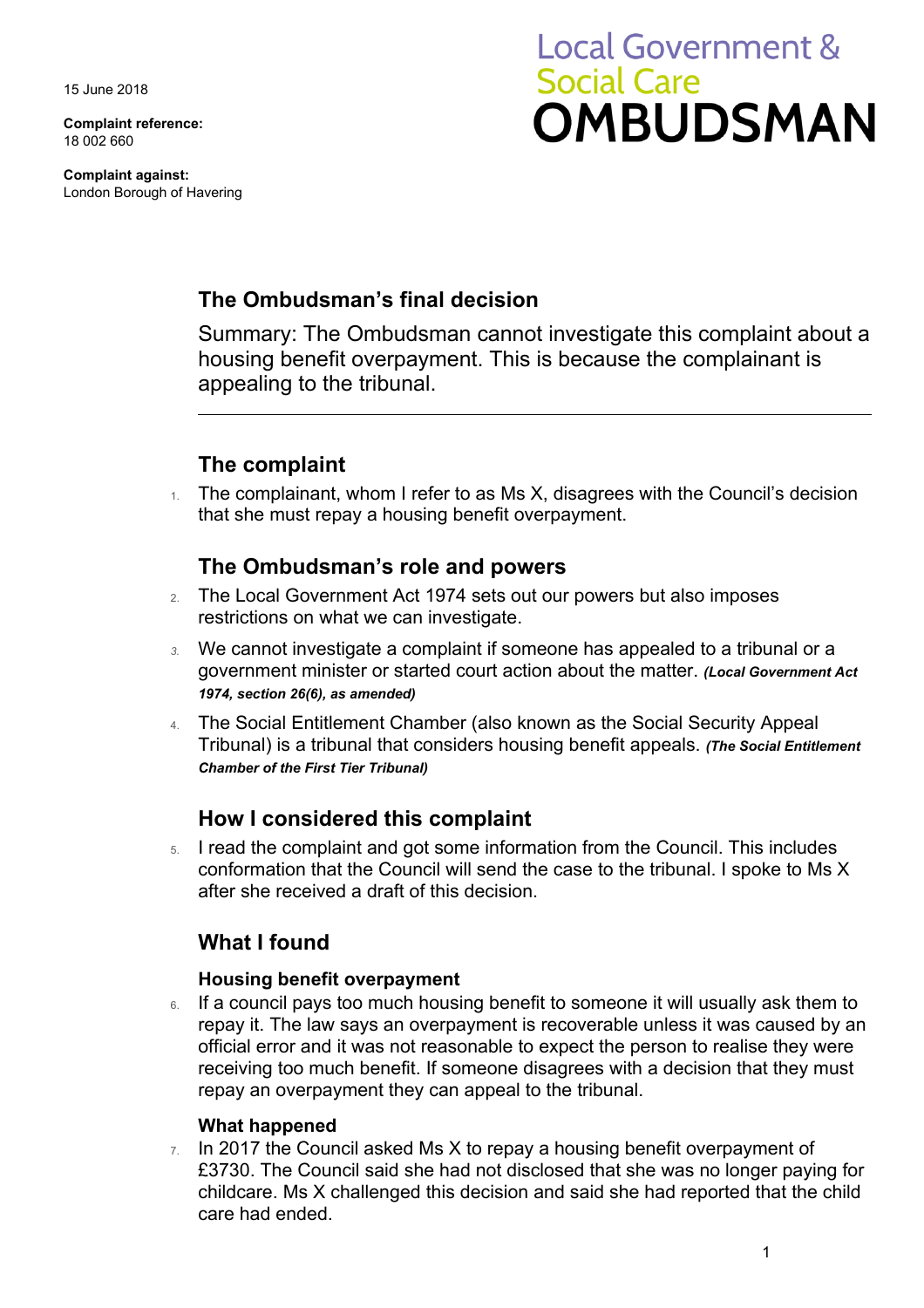15 June 2018

**Complaint reference:**
18 002 660

**Complaint against:**
London Borough of Havering

Local Government & Social Care
**OMBUDSMAN**

## The Ombudsman's final decision

Summary: The Ombudsman cannot investigate this complaint about a housing benefit overpayment. This is because the complainant is appealing to the tribunal.

---

## The complaint

1. The complainant, whom I refer to as Ms X, disagrees with the Council's decision that she must repay a housing benefit overpayment.

## The Ombudsman's role and powers

2. The Local Government Act 1974 sets out our powers but also imposes restrictions on what we can investigate.
3. We cannot investigate a complaint if someone has appealed to a tribunal or a government minister or started court action about the matter. ***(Local Government Act 1974, section 26(6), as amended)***
4. The Social Entitlement Chamber (also known as the Social Security Appeal Tribunal) is a tribunal that considers housing benefit appeals. ***(The Social Entitlement Chamber of the First Tier Tribunal)***

## How I considered this complaint

5. I read the complaint and got some information from the Council. This includes conformation that the Council will send the case to the tribunal. I spoke to Ms X after she received a draft of this decision.

## What I found

### Housing benefit overpayment

6. If a council pays too much housing benefit to someone it will usually ask them to repay it. The law says an overpayment is recoverable unless it was caused by an official error and it was not reasonable to expect the person to realise they were receiving too much benefit. If someone disagrees with a decision that they must repay an overpayment they can appeal to the tribunal.

### What happened

7. In 2017 the Council asked Ms X to repay a housing benefit overpayment of £3730. The Council said she had not disclosed that she was no longer paying for childcare. Ms X challenged this decision and said she had reported that the child care had ended.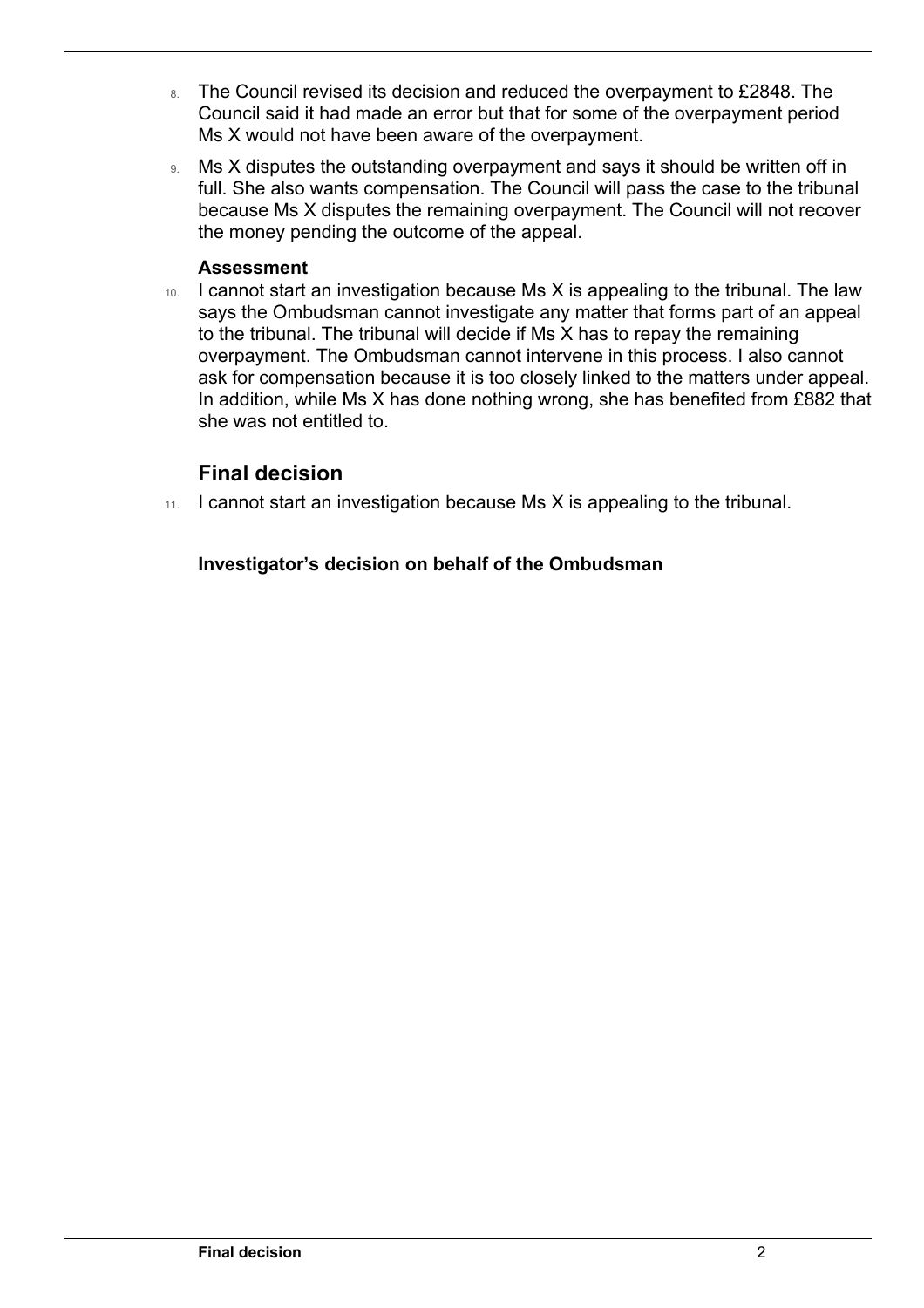8. The Council revised its decision and reduced the overpayment to £2848. The Council said it had made an error but that for some of the overpayment period Ms X would not have been aware of the overpayment.

9. Ms X disputes the outstanding overpayment and says it should be written off in full. She also wants compensation. The Council will pass the case to the tribunal because Ms X disputes the remaining overpayment. The Council will not recover the money pending the outcome of the appeal.

### Assessment

10. I cannot start an investigation because Ms X is appealing to the tribunal. The law says the Ombudsman cannot investigate any matter that forms part of an appeal to the tribunal. The tribunal will decide if Ms X has to repay the remaining overpayment. The Ombudsman cannot intervene in this process. I also cannot ask for compensation because it is too closely linked to the matters under appeal. In addition, while Ms X has done nothing wrong, she has benefited from £882 that she was not entitled to.

## Final decision

11. I cannot start an investigation because Ms X is appealing to the tribunal.

**Investigator's decision on behalf of the Ombudsman**